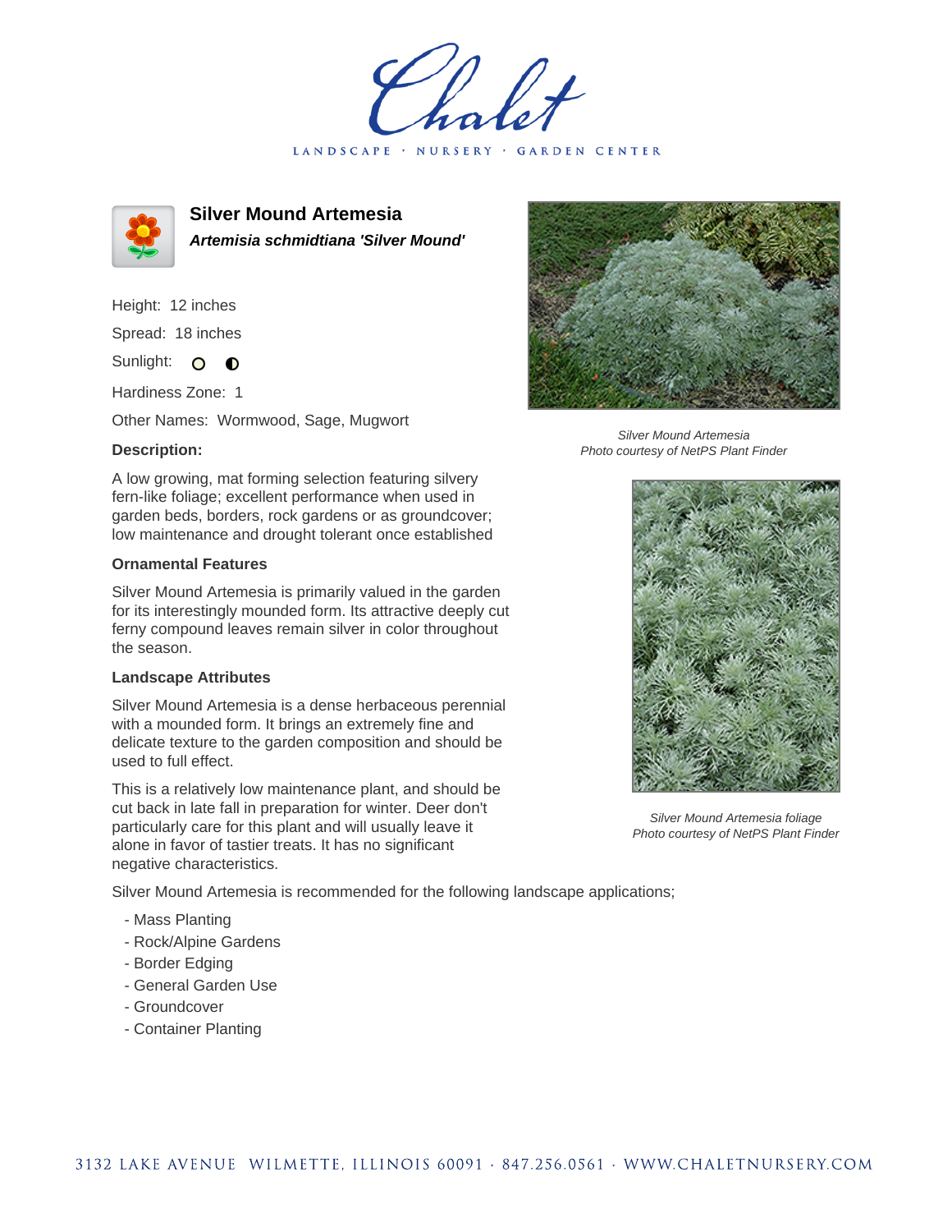# Chalet

LANDSCAPE · NURSERY · GARDEN CENTER

## Silver Mound Artemesia

***Artemisia schmidtiana 'Silver Mound'***

Height: 12 inches

Spread: 18 inches

Sunlight: ○ ◐

Hardiness Zone: 1

Other Names: Wormwood, Sage, Mugwort

### Description:

A low growing, mat forming selection featuring silvery fern-like foliage; excellent performance when used in garden beds, borders, rock gardens or as groundcover; low maintenance and drought tolerant once established

### Ornamental Features

Silver Mound Artemesia is primarily valued in the garden for its interestingly mounded form. Its attractive deeply cut ferny compound leaves remain silver in color throughout the season.

### Landscape Attributes

Silver Mound Artemesia is a dense herbaceous perennial with a mounded form. It brings an extremely fine and delicate texture to the garden composition and should be used to full effect.

This is a relatively low maintenance plant, and should be cut back in late fall in preparation for winter. Deer don't particularly care for this plant and will usually leave it alone in favor of tastier treats. It has no significant negative characteristics.

Silver Mound Artemesia is recommended for the following landscape applications;

- Mass Planting
- Rock/Alpine Gardens
- Border Edging
- General Garden Use
- Groundcover
- Container Planting

*Silver Mound Artemesia*
*Photo courtesy of NetPS Plant Finder*

*Silver Mound Artemesia foliage*
*Photo courtesy of NetPS Plant Finder*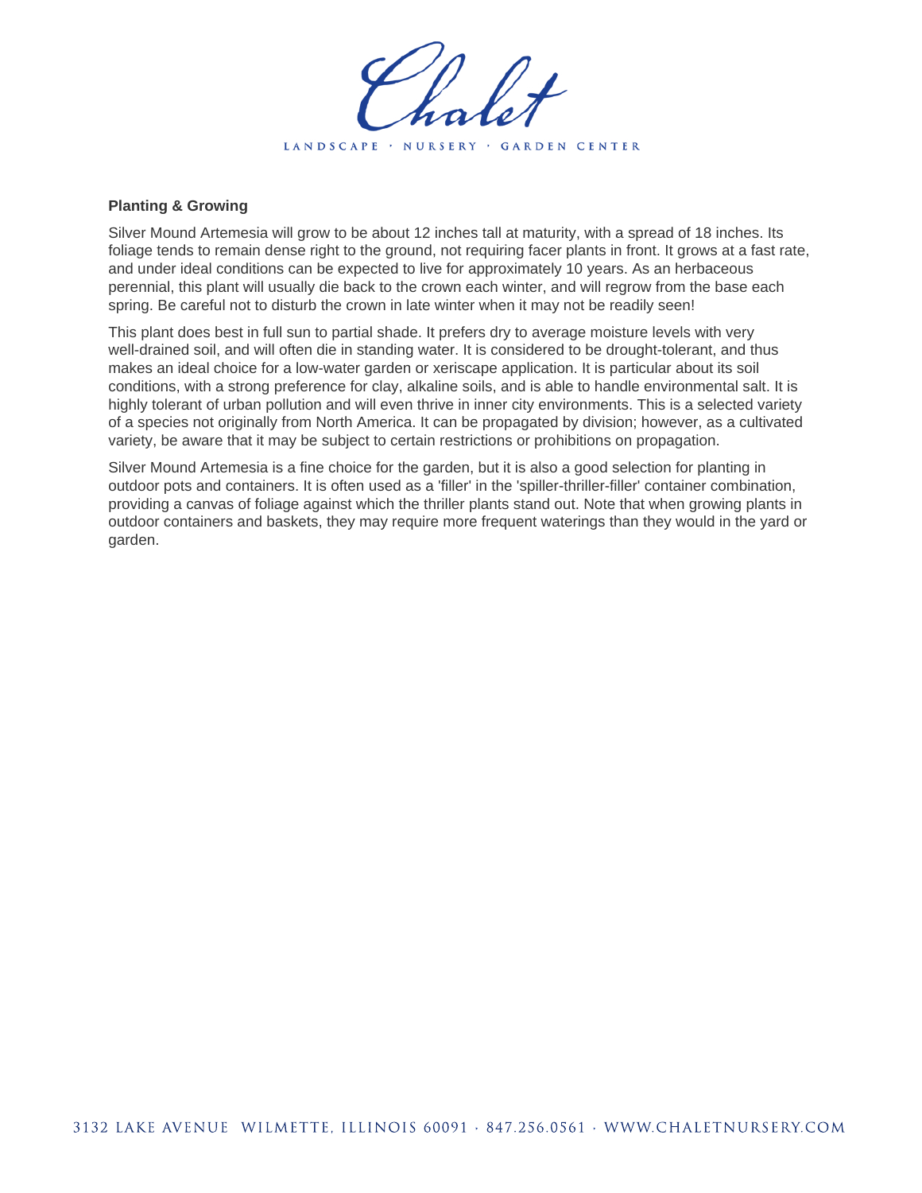**Planting & Growing**

Silver Mound Artemesia will grow to be about 12 inches tall at maturity, with a spread of 18 inches. Its foliage tends to remain dense right to the ground, not requiring facer plants in front. It grows at a fast rate, and under ideal conditions can be expected to live for approximately 10 years. As an herbaceous perennial, this plant will usually die back to the crown each winter, and will regrow from the base each spring. Be careful not to disturb the crown in late winter when it may not be readily seen!

This plant does best in full sun to partial shade. It prefers dry to average moisture levels with very well-drained soil, and will often die in standing water. It is considered to be drought-tolerant, and thus makes an ideal choice for a low-water garden or xeriscape application. It is particular about its soil conditions, with a strong preference for clay, alkaline soils, and is able to handle environmental salt. It is highly tolerant of urban pollution and will even thrive in inner city environments. This is a selected variety of a species not originally from North America. It can be propagated by division; however, as a cultivated variety, be aware that it may be subject to certain restrictions or prohibitions on propagation.

Silver Mound Artemesia is a fine choice for the garden, but it is also a good selection for planting in outdoor pots and containers. It is often used as a 'filler' in the 'spiller-thriller-filler' container combination, providing a canvas of foliage against which the thriller plants stand out. Note that when growing plants in outdoor containers and baskets, they may require more frequent waterings than they would in the yard or garden.